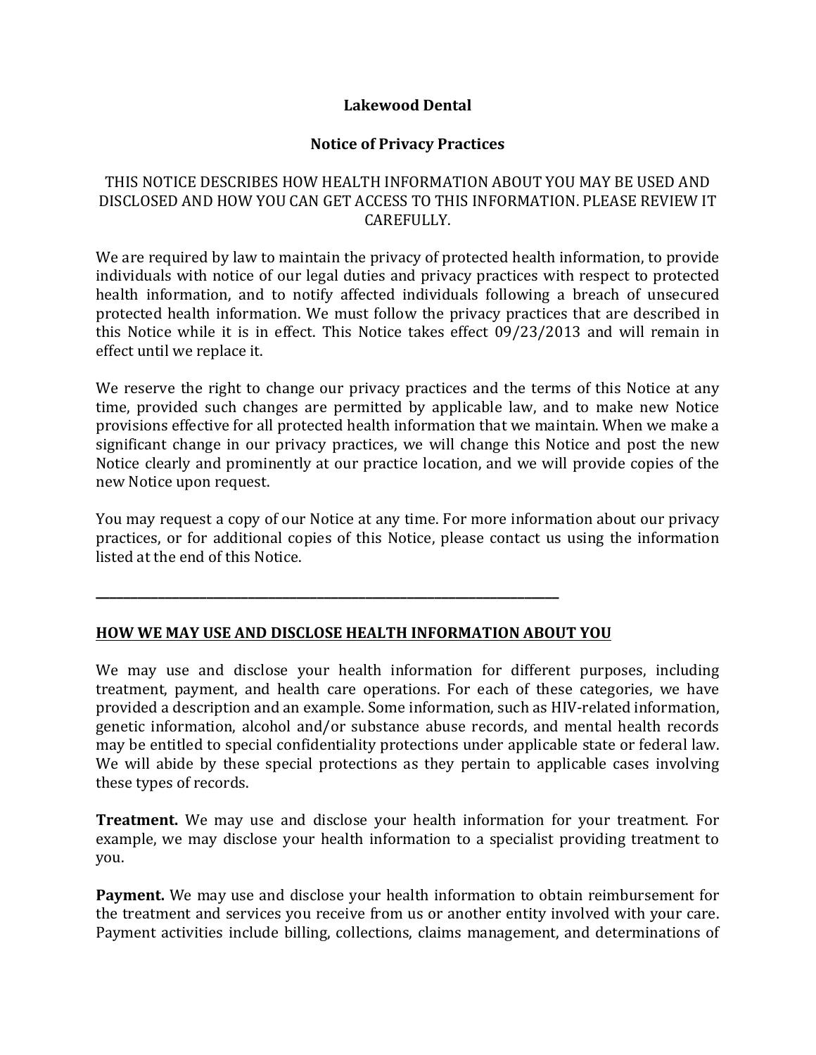# Lakewood Dental

## Notice of Privacy Practices

THIS NOTICE DESCRIBES HOW HEALTH INFORMATION ABOUT YOU MAY BE USED AND DISCLOSED AND HOW YOU CAN GET ACCESS TO THIS INFORMATION. PLEASE REVIEW IT CAREFULLY.

We are required by law to maintain the privacy of protected health information, to provide individuals with notice of our legal duties and privacy practices with respect to protected health information, and to notify affected individuals following a breach of unsecured protected health information. We must follow the privacy practices that are described in this Notice while it is in effect. This Notice takes effect 09/23/2013 and will remain in effect until we replace it.

We reserve the right to change our privacy practices and the terms of this Notice at any time, provided such changes are permitted by applicable law, and to make new Notice provisions effective for all protected health information that we maintain. When we make a significant change in our privacy practices, we will change this Notice and post the new Notice clearly and prominently at our practice location, and we will provide copies of the new Notice upon request.

You may request a copy of our Notice at any time. For more information about our privacy practices, or for additional copies of this Notice, please contact us using the information listed at the end of this Notice.

---

## HOW WE MAY USE AND DISCLOSE HEALTH INFORMATION ABOUT YOU

We may use and disclose your health information for different purposes, including treatment, payment, and health care operations. For each of these categories, we have provided a description and an example. Some information, such as HIV-related information, genetic information, alcohol and/or substance abuse records, and mental health records may be entitled to special confidentiality protections under applicable state or federal law. We will abide by these special protections as they pertain to applicable cases involving these types of records.

**Treatment.** We may use and disclose your health information for your treatment. For example, we may disclose your health information to a specialist providing treatment to you.

**Payment.** We may use and disclose your health information to obtain reimbursement for the treatment and services you receive from us or another entity involved with your care. Payment activities include billing, collections, claims management, and determinations of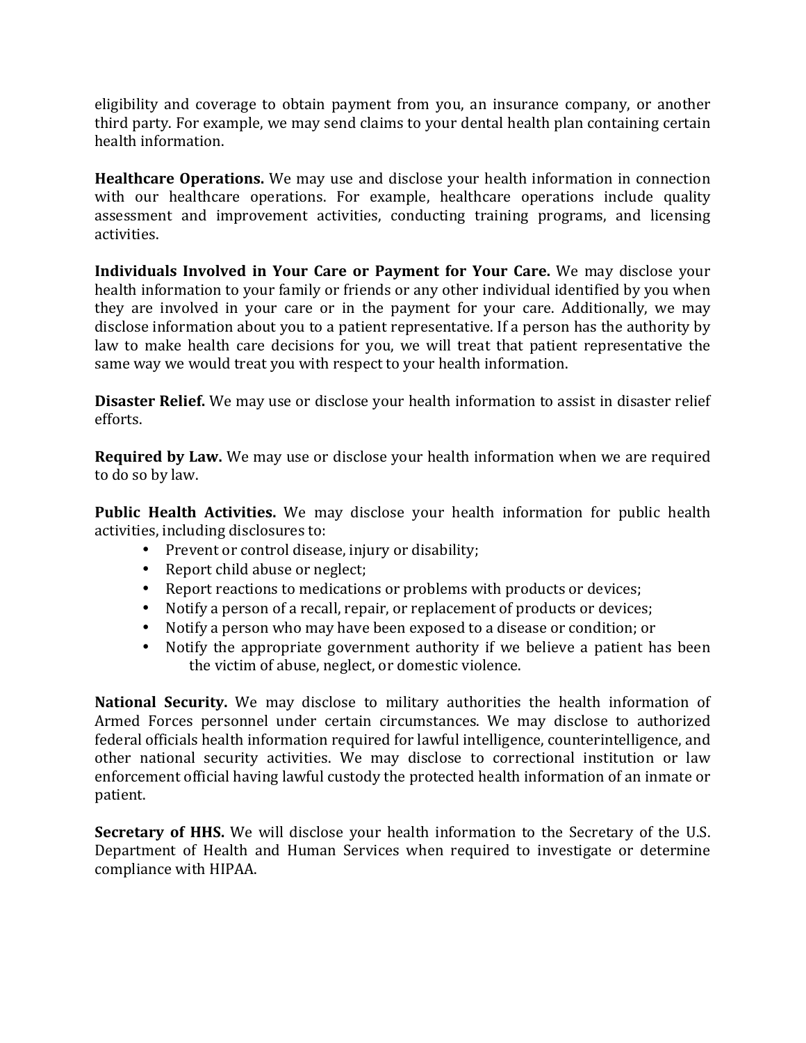eligibility and coverage to obtain payment from you, an insurance company, or another third party. For example, we may send claims to your dental health plan containing certain health information.

**Healthcare Operations.** We may use and disclose your health information in connection with our healthcare operations. For example, healthcare operations include quality assessment and improvement activities, conducting training programs, and licensing activities.

**Individuals Involved in Your Care or Payment for Your Care.** We may disclose your health information to your family or friends or any other individual identified by you when they are involved in your care or in the payment for your care. Additionally, we may disclose information about you to a patient representative. If a person has the authority by law to make health care decisions for you, we will treat that patient representative the same way we would treat you with respect to your health information.

**Disaster Relief.** We may use or disclose your health information to assist in disaster relief efforts.

**Required by Law.** We may use or disclose your health information when we are required to do so by law.

**Public Health Activities.** We may disclose your health information for public health activities, including disclosures to:

- Prevent or control disease, injury or disability;
- Report child abuse or neglect;
- Report reactions to medications or problems with products or devices;
- Notify a person of a recall, repair, or replacement of products or devices;
- Notify a person who may have been exposed to a disease or condition; or
- Notify the appropriate government authority if we believe a patient has been the victim of abuse, neglect, or domestic violence.

**National Security.** We may disclose to military authorities the health information of Armed Forces personnel under certain circumstances. We may disclose to authorized federal officials health information required for lawful intelligence, counterintelligence, and other national security activities. We may disclose to correctional institution or law enforcement official having lawful custody the protected health information of an inmate or patient.

**Secretary of HHS.** We will disclose your health information to the Secretary of the U.S. Department of Health and Human Services when required to investigate or determine compliance with HIPAA.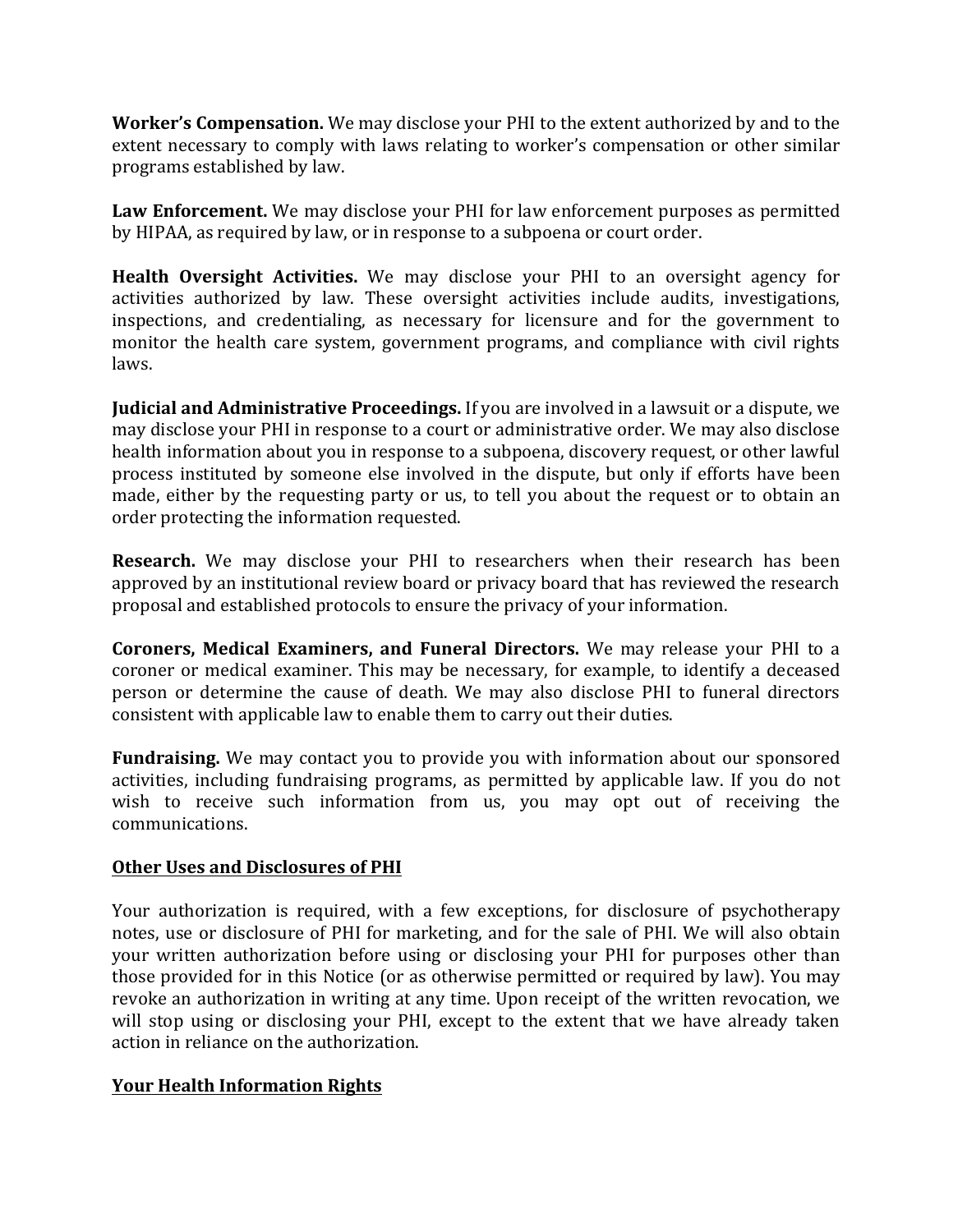**Worker's Compensation.** We may disclose your PHI to the extent authorized by and to the extent necessary to comply with laws relating to worker's compensation or other similar programs established by law.

**Law Enforcement.** We may disclose your PHI for law enforcement purposes as permitted by HIPAA, as required by law, or in response to a subpoena or court order.

**Health Oversight Activities.** We may disclose your PHI to an oversight agency for activities authorized by law. These oversight activities include audits, investigations, inspections, and credentialing, as necessary for licensure and for the government to monitor the health care system, government programs, and compliance with civil rights laws.

**Judicial and Administrative Proceedings.** If you are involved in a lawsuit or a dispute, we may disclose your PHI in response to a court or administrative order. We may also disclose health information about you in response to a subpoena, discovery request, or other lawful process instituted by someone else involved in the dispute, but only if efforts have been made, either by the requesting party or us, to tell you about the request or to obtain an order protecting the information requested.

**Research.** We may disclose your PHI to researchers when their research has been approved by an institutional review board or privacy board that has reviewed the research proposal and established protocols to ensure the privacy of your information.

**Coroners, Medical Examiners, and Funeral Directors.** We may release your PHI to a coroner or medical examiner. This may be necessary, for example, to identify a deceased person or determine the cause of death. We may also disclose PHI to funeral directors consistent with applicable law to enable them to carry out their duties.

**Fundraising.** We may contact you to provide you with information about our sponsored activities, including fundraising programs, as permitted by applicable law. If you do not wish to receive such information from us, you may opt out of receiving the communications.

## Other Uses and Disclosures of PHI

Your authorization is required, with a few exceptions, for disclosure of psychotherapy notes, use or disclosure of PHI for marketing, and for the sale of PHI. We will also obtain your written authorization before using or disclosing your PHI for purposes other than those provided for in this Notice (or as otherwise permitted or required by law). You may revoke an authorization in writing at any time. Upon receipt of the written revocation, we will stop using or disclosing your PHI, except to the extent that we have already taken action in reliance on the authorization.

## Your Health Information Rights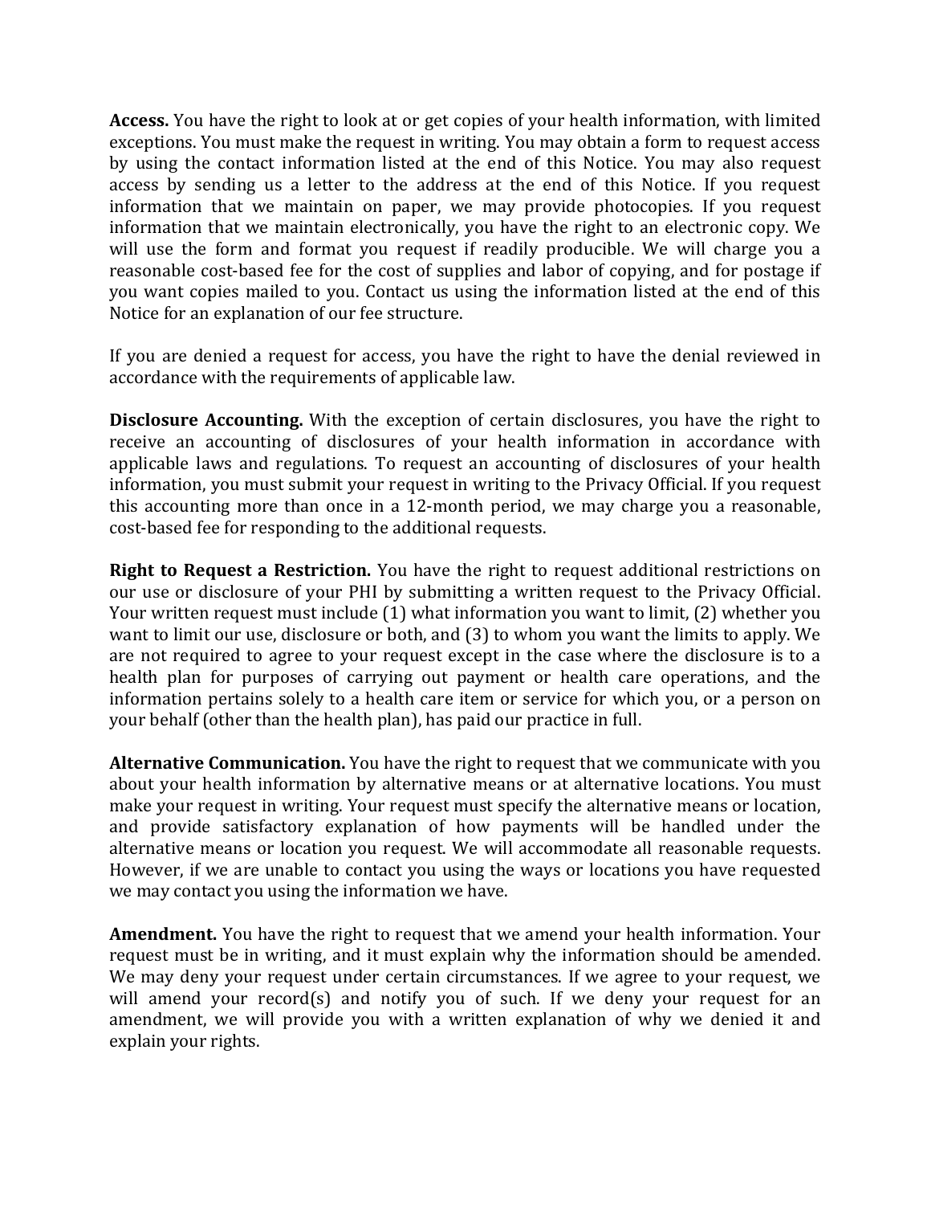**Access.** You have the right to look at or get copies of your health information, with limited exceptions. You must make the request in writing. You may obtain a form to request access by using the contact information listed at the end of this Notice. You may also request access by sending us a letter to the address at the end of this Notice. If you request information that we maintain on paper, we may provide photocopies. If you request information that we maintain electronically, you have the right to an electronic copy. We will use the form and format you request if readily producible. We will charge you a reasonable cost-based fee for the cost of supplies and labor of copying, and for postage if you want copies mailed to you. Contact us using the information listed at the end of this Notice for an explanation of our fee structure.

If you are denied a request for access, you have the right to have the denial reviewed in accordance with the requirements of applicable law.

**Disclosure Accounting.** With the exception of certain disclosures, you have the right to receive an accounting of disclosures of your health information in accordance with applicable laws and regulations. To request an accounting of disclosures of your health information, you must submit your request in writing to the Privacy Official. If you request this accounting more than once in a 12-month period, we may charge you a reasonable, cost-based fee for responding to the additional requests.

**Right to Request a Restriction.** You have the right to request additional restrictions on our use or disclosure of your PHI by submitting a written request to the Privacy Official. Your written request must include (1) what information you want to limit, (2) whether you want to limit our use, disclosure or both, and (3) to whom you want the limits to apply. We are not required to agree to your request except in the case where the disclosure is to a health plan for purposes of carrying out payment or health care operations, and the information pertains solely to a health care item or service for which you, or a person on your behalf (other than the health plan), has paid our practice in full.

**Alternative Communication.** You have the right to request that we communicate with you about your health information by alternative means or at alternative locations. You must make your request in writing. Your request must specify the alternative means or location, and provide satisfactory explanation of how payments will be handled under the alternative means or location you request. We will accommodate all reasonable requests. However, if we are unable to contact you using the ways or locations you have requested we may contact you using the information we have.

**Amendment.** You have the right to request that we amend your health information. Your request must be in writing, and it must explain why the information should be amended. We may deny your request under certain circumstances. If we agree to your request, we will amend your record(s) and notify you of such. If we deny your request for an amendment, we will provide you with a written explanation of why we denied it and explain your rights.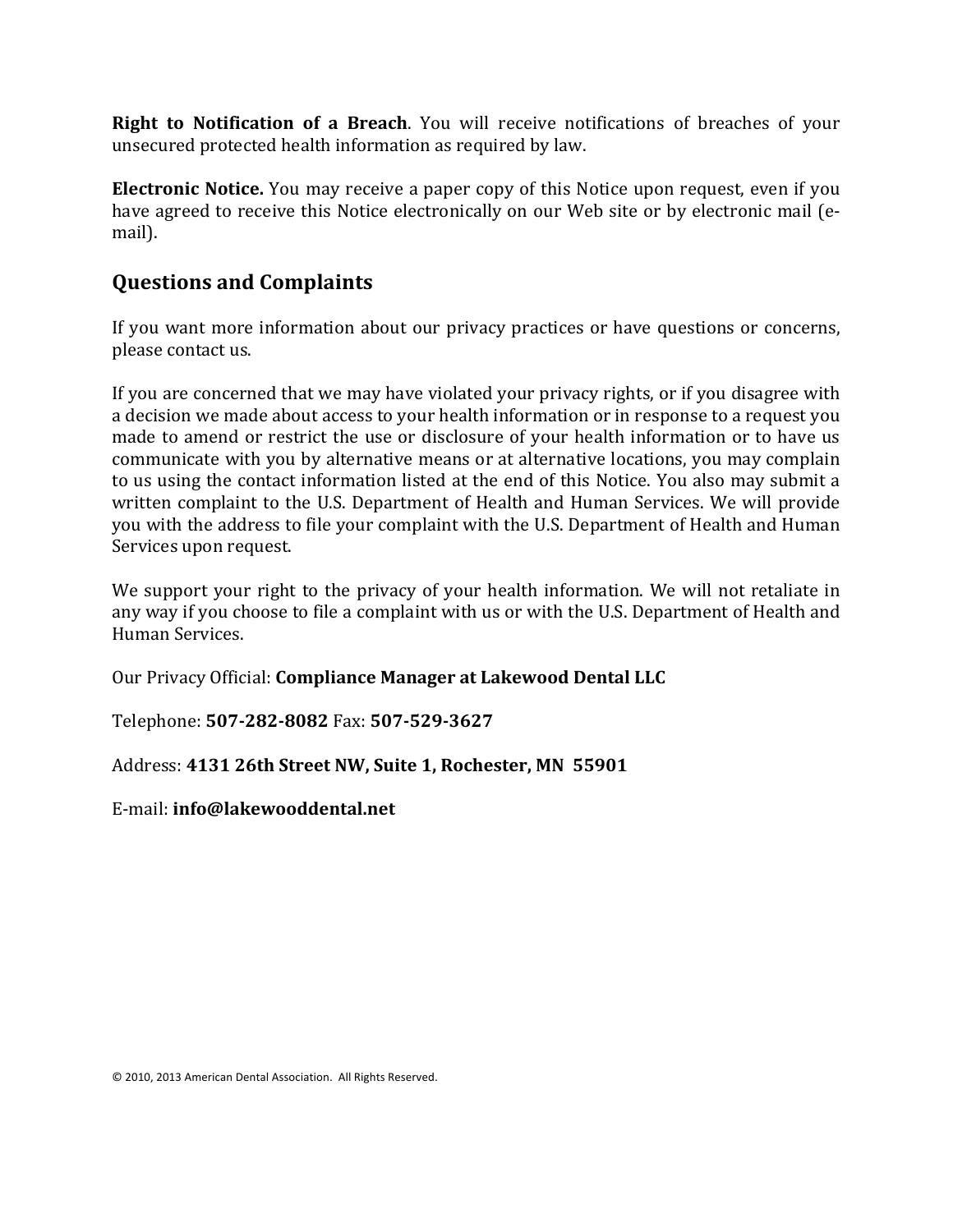**Right to Notification of a Breach**. You will receive notifications of breaches of your unsecured protected health information as required by law.

**Electronic Notice.** You may receive a paper copy of this Notice upon request, even if you have agreed to receive this Notice electronically on our Web site or by electronic mail (e-mail).

## Questions and Complaints

If you want more information about our privacy practices or have questions or concerns, please contact us.

If you are concerned that we may have violated your privacy rights, or if you disagree with a decision we made about access to your health information or in response to a request you made to amend or restrict the use or disclosure of your health information or to have us communicate with you by alternative means or at alternative locations, you may complain to us using the contact information listed at the end of this Notice. You also may submit a written complaint to the U.S. Department of Health and Human Services. We will provide you with the address to file your complaint with the U.S. Department of Health and Human Services upon request.

We support your right to the privacy of your health information. We will not retaliate in any way if you choose to file a complaint with us or with the U.S. Department of Health and Human Services.

Our Privacy Official: **Compliance Manager at Lakewood Dental LLC**

Telephone: **507-282-8082** Fax: **507-529-3627**

Address: **4131 26th Street NW, Suite 1, Rochester, MN 55901**

E-mail: **info@lakewooddental.net**

© 2010, 2013 American Dental Association. All Rights Reserved.